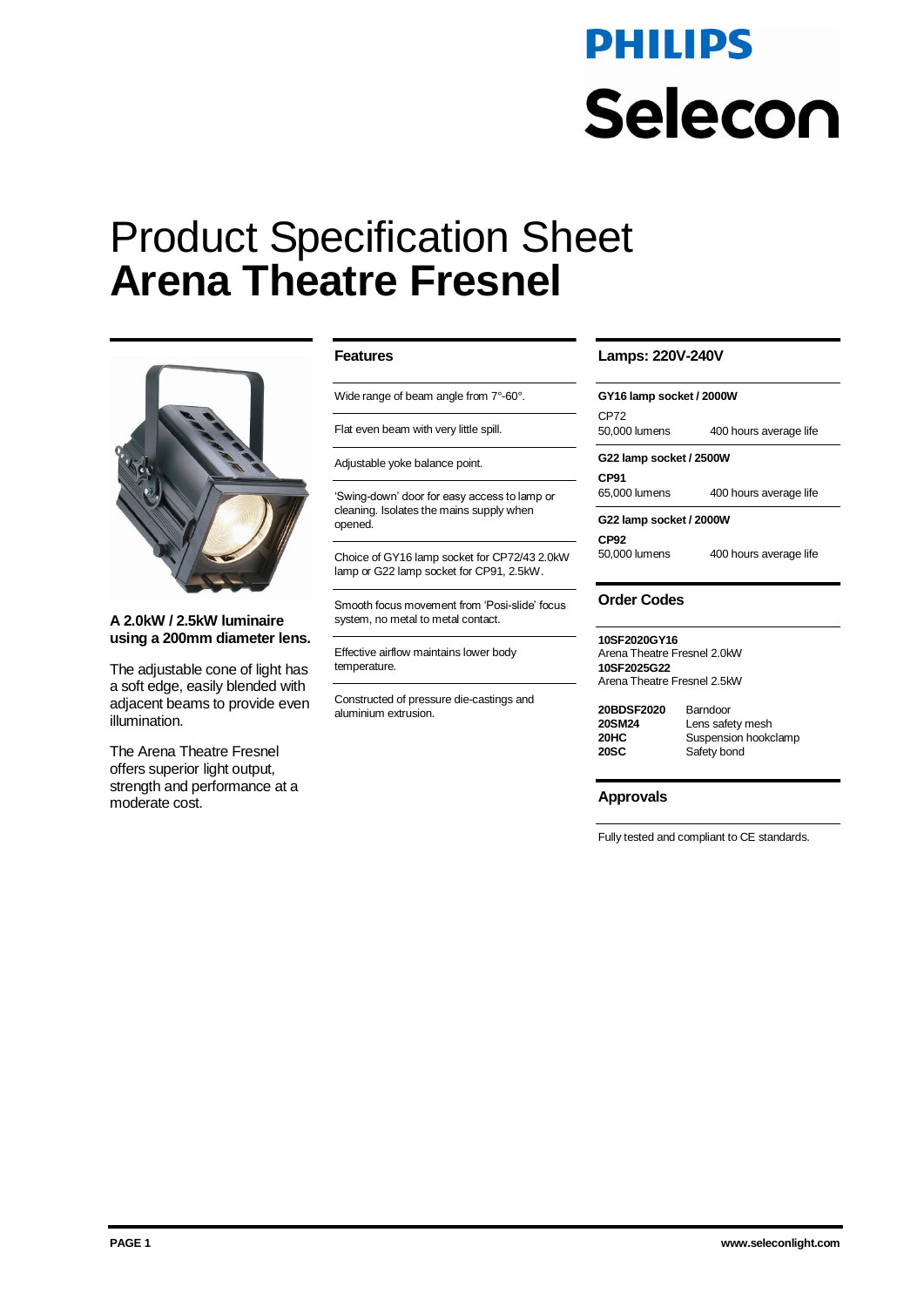PHILIPS

Selecon

# Product Specification Sheet
# **Arena Theatre Fresnel**

**A 2.0kW / 2.5kW luminaire using a 200mm diameter lens.**

The adjustable cone of light has a soft edge, easily blended with adjacent beams to provide even illumination.

The Arena Theatre Fresnel offers superior light output, strength and performance at a moderate cost.

## Features

- Wide range of beam angle from 7°-60°.
- Flat even beam with very little spill.
- Adjustable yoke balance point.
- 'Swing-down' door for easy access to lamp or cleaning. Isolates the mains supply when opened.
- Choice of GY16 lamp socket for CP72/43 2.0kW lamp or G22 lamp socket for CP91, 2.5kW.
- Smooth focus movement from 'Posi-slide' focus system, no metal to metal contact.
- Effective airflow maintains lower body temperature.
- Constructed of pressure die-castings and aluminium extrusion.

## Lamps: 220V-240V

**GY16 lamp socket / 2000W**

CP72
50,000 lumens — 400 hours average life

**G22 lamp socket / 2500W**

**CP91**
65,000 lumens — 400 hours average life

**G22 lamp socket / 2000W**

**CP92**
50,000 lumens — 400 hours average life

## Order Codes

**10SF2020GY16**
Arena Theatre Fresnel 2.0kW
**10SF2025G22**
Arena Theatre Fresnel 2.5kW

| | |
|---|---|
| **20BDSF2020** | Barndoor |
| **20SM24** | Lens safety mesh |
| **20HC** | Suspension hookclamp |
| **20SC** | Safety bond |

## Approvals

Fully tested and compliant to CE standards.

www.seleconlight.com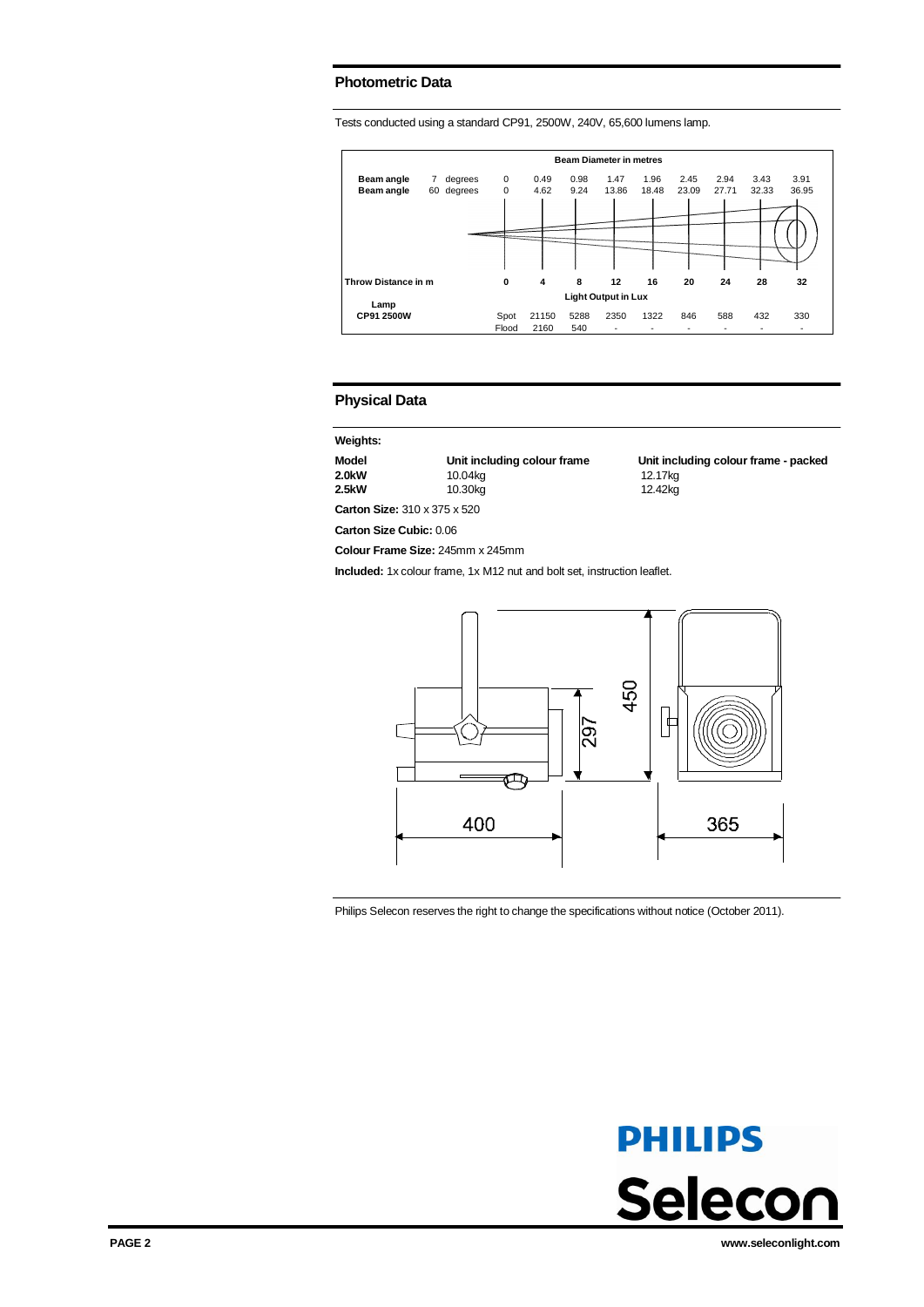## Photometric Data

Tests conducted using a standard CP91, 2500W, 240V, 65,600 lumens lamp.

| | | Beam Diameter in metres | | | | | | | | |
|---|---|---|---|---|---|---|---|---|---|---|
| **Beam angle** | 7 degrees | 0 | 0.49 | 0.98 | 1.47 | 1.96 | 2.45 | 2.94 | 3.43 | 3.91 |
| **Beam angle** | 60 degrees | 0 | 4.62 | 9.24 | 13.86 | 18.48 | 23.09 | 27.71 | 32.33 | 36.95 |
| **Throw Distance in m** | | **0** | **4** | **8** | **12** | **16** | **20** | **24** | **28** | **32** |
| | | Light Output in Lux | | | | | | | | |
| **Lamp CP91 2500W** | | Spot | 21150 | 5288 | 2350 | 1322 | 846 | 588 | 432 | 330 |
| | | Flood | 2160 | 540 | - | - | - | - | - | - |

## Physical Data

**Weights:**

| **Model** | **Unit including colour frame** | **Unit including colour frame - packed** |
|---|---|---|
| **2.0kW** | 10.04kg | 12.17kg |
| **2.5kW** | 10.30kg | 12.42kg |

**Carton Size:** 310 x 375 x 520

**Carton Size Cubic:** 0.06

**Colour Frame Size:** 245mm x 245mm

**Included:** 1x colour frame, 1x M12 nut and bolt set, instruction leaflet.

450

297

400

365

Philips Selecon reserves the right to change the specifications without notice (October 2011).

PHILIPS Selecon

www.seleconlight.com